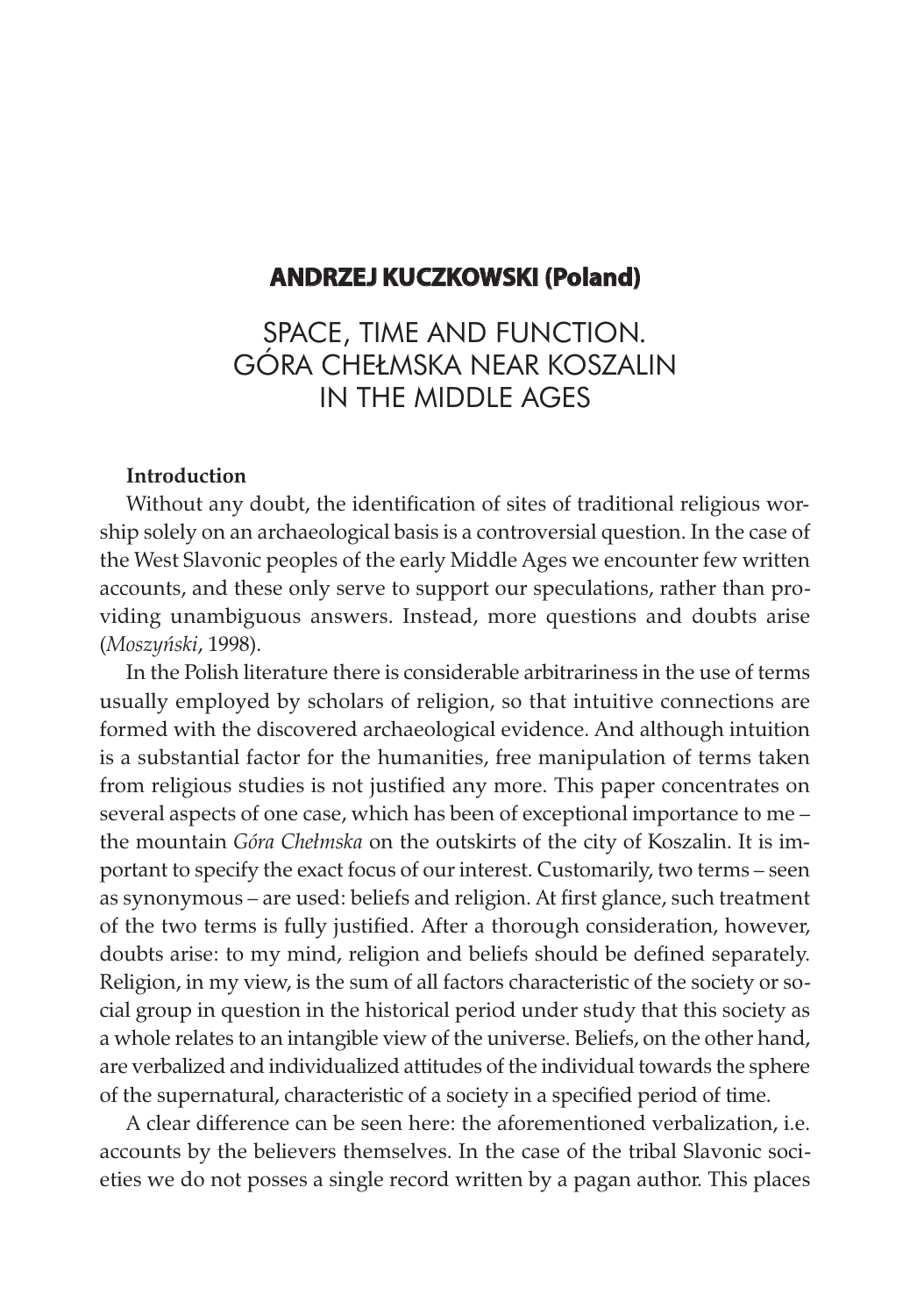**ANDRZEJ KUCZKOWSKI (Poland)**

# SPACE, TIME AND FUNCTION. GÓRA CHEŁMSKA NEAR KOSZALIN IN THE MIDDLE AGES

## Introduction

Without any doubt, the identification of sites of traditional religious worship solely on an archaeological basis is a controversial question. In the case of the West Slavonic peoples of the early Middle Ages we encounter few written accounts, and these only serve to support our speculations, rather than providing unambiguous answers. Instead, more questions and doubts arise (*Moszyński*, 1998).

In the Polish literature there is considerable arbitrariness in the use of terms usually employed by scholars of religion, so that intuitive connections are formed with the discovered archaeological evidence. And although intuition is a substantial factor for the humanities, free manipulation of terms taken from religious studies is not justified any more. This paper concentrates on several aspects of one case, which has been of exceptional importance to me – the mountain *Góra Chełmska* on the outskirts of the city of Koszalin. It is important to specify the exact focus of our interest. Customarily, two terms – seen as synonymous – are used: beliefs and religion. At first glance, such treatment of the two terms is fully justified. After a thorough consideration, however, doubts arise: to my mind, religion and beliefs should be defined separately. Religion, in my view, is the sum of all factors characteristic of the society or social group in question in the historical period under study that this society as a whole relates to an intangible view of the universe. Beliefs, on the other hand, are verbalized and individualized attitudes of the individual towards the sphere of the supernatural, characteristic of a society in a specified period of time.

A clear difference can be seen here: the aforementioned verbalization, i.e. accounts by the believers themselves. In the case of the tribal Slavonic societies we do not posses a single record written by a pagan author. This places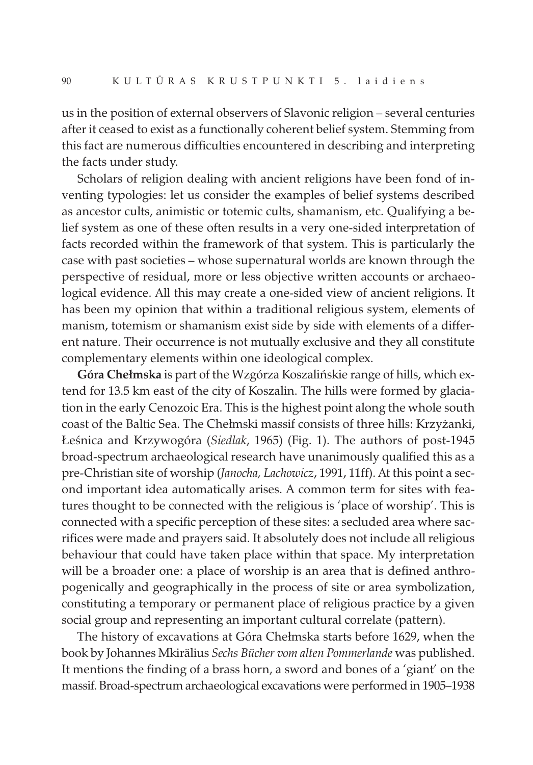us in the position of external observers of Slavonic religion – several centuries after it ceased to exist as a functionally coherent belief system. Stemming from this fact are numerous difficulties encountered in describing and interpreting the facts under study.

Scholars of religion dealing with ancient religions have been fond of inventing typologies: let us consider the examples of belief systems described as ancestor cults, animistic or totemic cults, shamanism, etc. Qualifying a belief system as one of these often results in a very one-sided interpretation of facts recorded within the framework of that system. This is particularly the case with past societies – whose supernatural worlds are known through the perspective of residual, more or less objective written accounts or archaeological evidence. All this may create a one-sided view of ancient religions. It has been my opinion that within a traditional religious system, elements of manism, totemism or shamanism exist side by side with elements of a different nature. Their occurrence is not mutually exclusive and they all constitute complementary elements within one ideological complex.

**Góra Chełmska** is part of the Wzgórza Koszalińskie range of hills, which extend for 13.5 km east of the city of Koszalin. The hills were formed by glaciation in the early Cenozoic Era. This is the highest point along the whole south coast of the Baltic Sea. The Chełmski massif consists of three hills: Krzyżanki, Łeśnica and Krzywogóra (*Siedlak*, 1965) (Fig. 1). The authors of post-1945 broad-spectrum archaeological research have unanimously qualified this as a pre-Christian site of worship (*Janocha, Lachowicz*, 1991, 11ff). At this point a second important idea automatically arises. A common term for sites with features thought to be connected with the religious is 'place of worship'. This is connected with a specific perception of these sites: a secluded area where sacrifices were made and prayers said. It absolutely does not include all religious behaviour that could have taken place within that space. My interpretation will be a broader one: a place of worship is an area that is defined anthropogenically and geographically in the process of site or area symbolization, constituting a temporary or permanent place of religious practice by a given social group and representing an important cultural correlate (pattern).

The history of excavations at Góra Chełmska starts before 1629, when the book by Johannes Mkirälius *Sechs Bücher vom alten Pommerlande* was published. It mentions the finding of a brass horn, a sword and bones of a 'giant' on the massif. Broad-spectrum archaeological excavations were performed in 1905–1938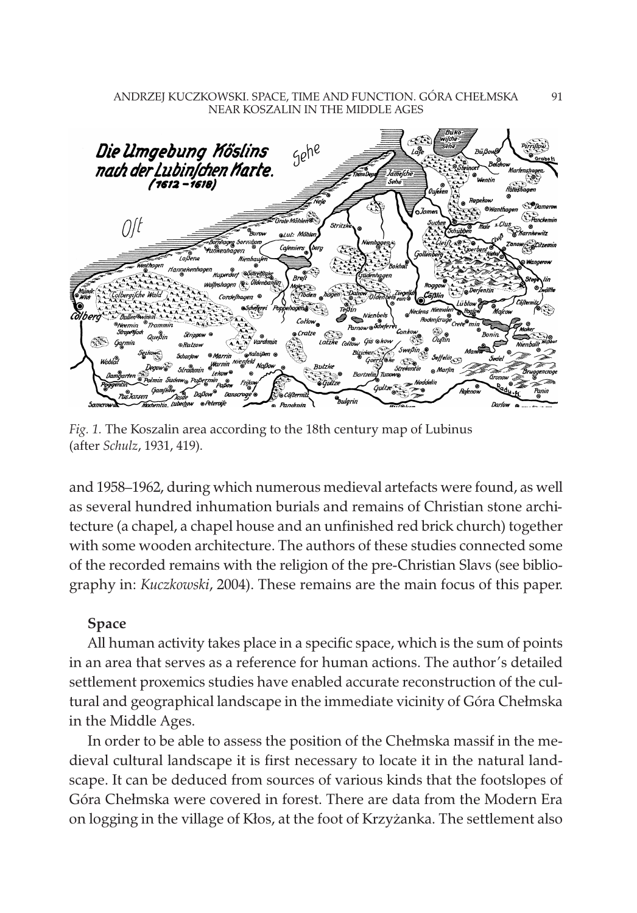*Fig. 1.* The Koszalin area according to the 18th century map of Lubinus (after *Schulz*, 1931, 419).

and 1958–1962, during which numerous medieval artefacts were found, as well as several hundred inhumation burials and remains of Christian stone architecture (a chapel, a chapel house and an unfinished red brick church) together with some wooden architecture. The authors of these studies connected some of the recorded remains with the religion of the pre-Christian Slavs (see bibliography in: *Kuczkowski*, 2004). These remains are the main focus of this paper.

## Space

All human activity takes place in a specific space, which is the sum of points in an area that serves as a reference for human actions. The author's detailed settlement proxemics studies have enabled accurate reconstruction of the cultural and geographical landscape in the immediate vicinity of Góra Chełmska in the Middle Ages.

In order to be able to assess the position of the Chełmska massif in the medieval cultural landscape it is first necessary to locate it in the natural landscape. It can be deduced from sources of various kinds that the footslopes of Góra Chełmska were covered in forest. There are data from the Modern Era on logging in the village of Kłos, at the foot of Krzyżanka. The settlement also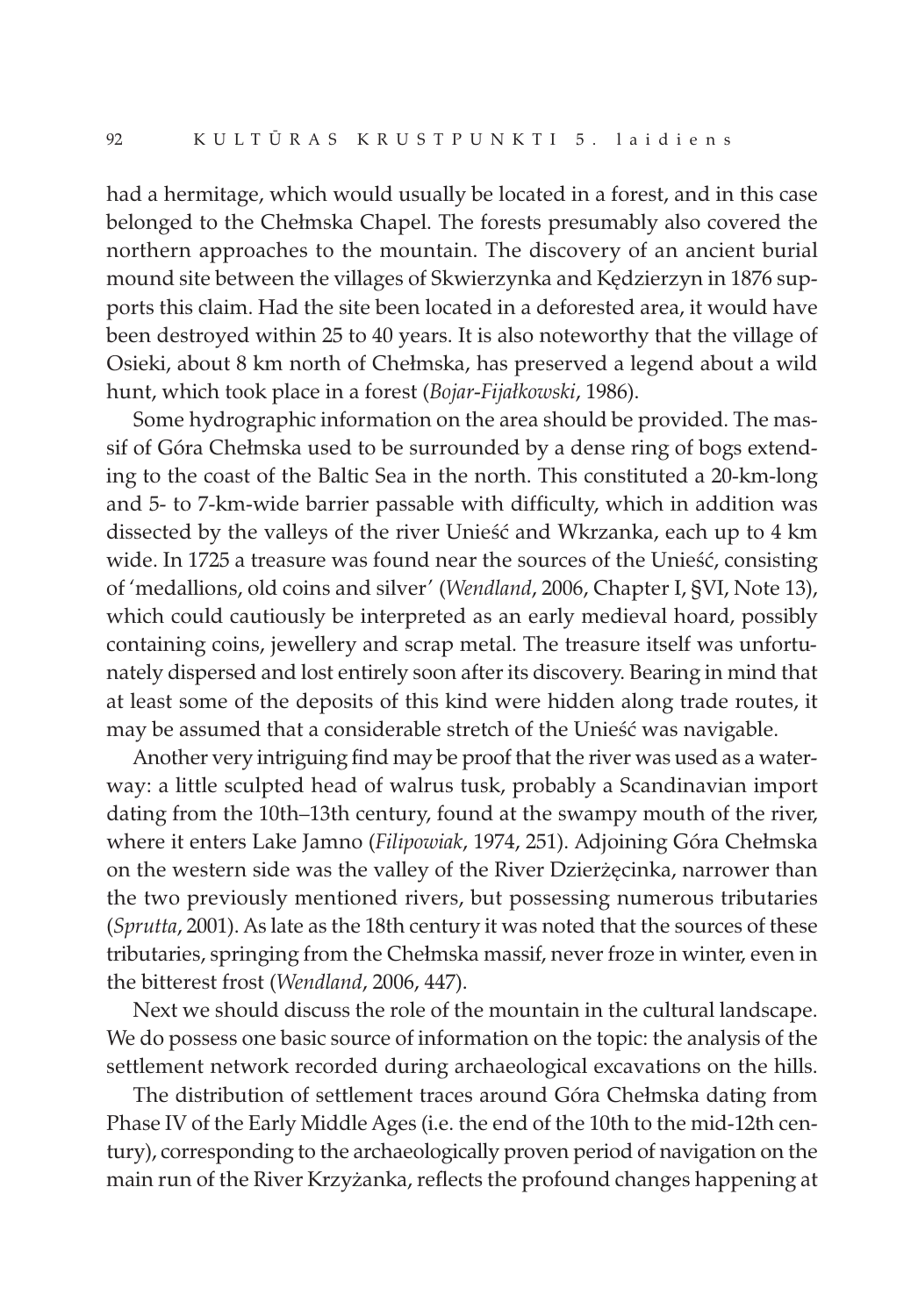had a hermitage, which would usually be located in a forest, and in this case belonged to the Chełmska Chapel. The forests presumably also covered the northern approaches to the mountain. The discovery of an ancient burial mound site between the villages of Skwierzynka and Kędzierzyn in 1876 supports this claim. Had the site been located in a deforested area, it would have been destroyed within 25 to 40 years. It is also noteworthy that the village of Osieki, about 8 km north of Chełmska, has preserved a legend about a wild hunt, which took place in a forest (*Bojar-Fijałkowski*, 1986).

Some hydrographic information on the area should be provided. The massif of Góra Chełmska used to be surrounded by a dense ring of bogs extending to the coast of the Baltic Sea in the north. This constituted a 20-km-long and 5- to 7-km-wide barrier passable with difficulty, which in addition was dissected by the valleys of the river Unieść and Wkrzanka, each up to 4 km wide. In 1725 a treasure was found near the sources of the Unieść, consisting of 'medallions, old coins and silver' (*Wendland*, 2006, Chapter I, §VI, Note 13), which could cautiously be interpreted as an early medieval hoard, possibly containing coins, jewellery and scrap metal. The treasure itself was unfortunately dispersed and lost entirely soon after its discovery. Bearing in mind that at least some of the deposits of this kind were hidden along trade routes, it may be assumed that a considerable stretch of the Unieść was navigable.

Another very intriguing find may be proof that the river was used as a waterway: a little sculpted head of walrus tusk, probably a Scandinavian import dating from the 10th–13th century, found at the swampy mouth of the river, where it enters Lake Jamno (*Filipowiak*, 1974, 251). Adjoining Góra Chełmska on the western side was the valley of the River Dzierżęcinka, narrower than the two previously mentioned rivers, but possessing numerous tributaries (*Sprutta*, 2001). As late as the 18th century it was noted that the sources of these tributaries, springing from the Chełmska massif, never froze in winter, even in the bitterest frost (*Wendland*, 2006, 447).

Next we should discuss the role of the mountain in the cultural landscape. We do possess one basic source of information on the topic: the analysis of the settlement network recorded during archaeological excavations on the hills.

The distribution of settlement traces around Góra Chełmska dating from Phase IV of the Early Middle Ages (i.e. the end of the 10th to the mid-12th century), corresponding to the archaeologically proven period of navigation on the main run of the River Krzyżanka, reflects the profound changes happening at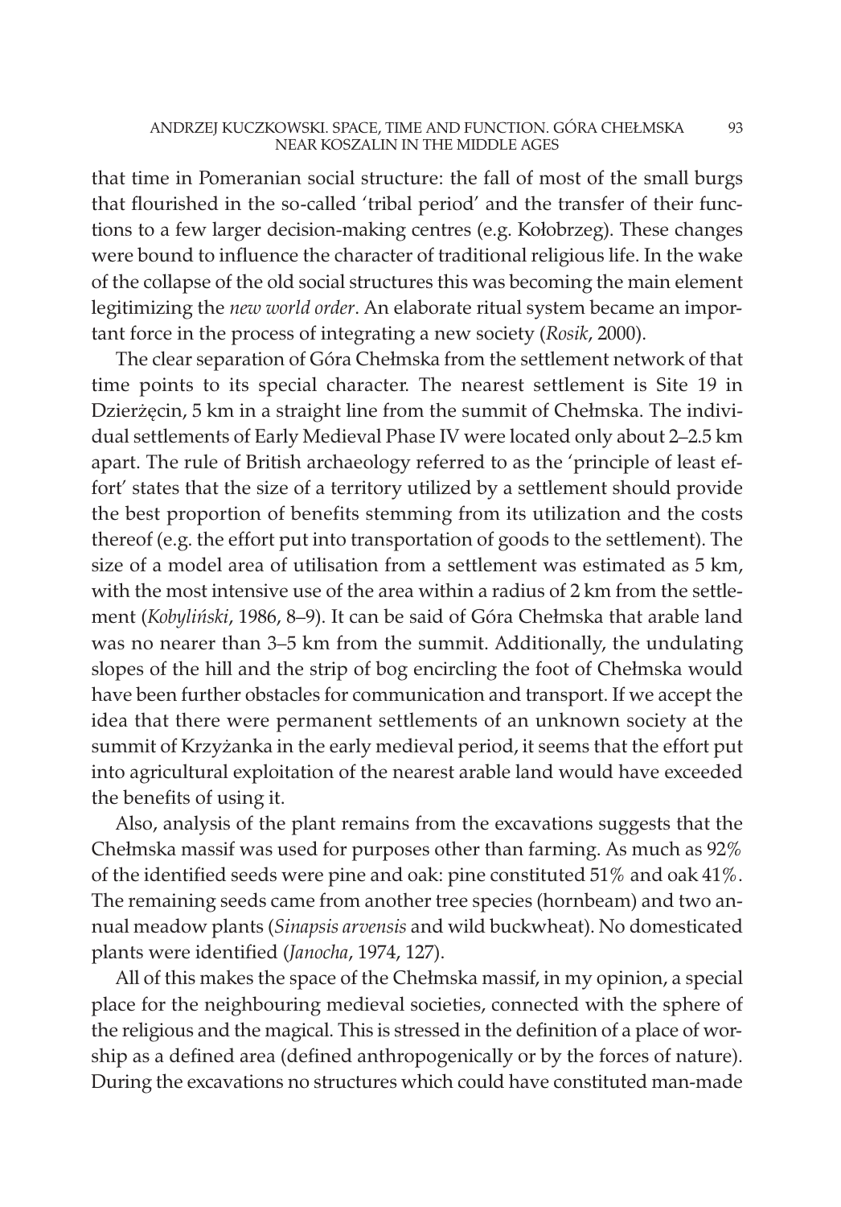that time in Pomeranian social structure: the fall of most of the small burgs that flourished in the so-called 'tribal period' and the transfer of their functions to a few larger decision-making centres (e.g. Kołobrzeg). These changes were bound to influence the character of traditional religious life. In the wake of the collapse of the old social structures this was becoming the main element legitimizing the *new world order*. An elaborate ritual system became an important force in the process of integrating a new society (*Rosik*, 2000).

The clear separation of Góra Chełmska from the settlement network of that time points to its special character. The nearest settlement is Site 19 in Dzierżęcin, 5 km in a straight line from the summit of Chełmska. The individual settlements of Early Medieval Phase IV were located only about 2–2.5 km apart. The rule of British archaeology referred to as the 'principle of least effort' states that the size of a territory utilized by a settlement should provide the best proportion of benefits stemming from its utilization and the costs thereof (e.g. the effort put into transportation of goods to the settlement). The size of a model area of utilisation from a settlement was estimated as 5 km, with the most intensive use of the area within a radius of 2 km from the settlement (*Kobyliński*, 1986, 8–9). It can be said of Góra Chełmska that arable land was no nearer than 3–5 km from the summit. Additionally, the undulating slopes of the hill and the strip of bog encircling the foot of Chełmska would have been further obstacles for communication and transport. If we accept the idea that there were permanent settlements of an unknown society at the summit of Krzyżanka in the early medieval period, it seems that the effort put into agricultural exploitation of the nearest arable land would have exceeded the benefits of using it.

Also, analysis of the plant remains from the excavations suggests that the Chełmska massif was used for purposes other than farming. As much as 92% of the identified seeds were pine and oak: pine constituted 51% and oak 41%. The remaining seeds came from another tree species (hornbeam) and two annual meadow plants (*Sinapsis arvensis* and wild buckwheat). No domesticated plants were identified (*Janocha*, 1974, 127).

All of this makes the space of the Chełmska massif, in my opinion, a special place for the neighbouring medieval societies, connected with the sphere of the religious and the magical. This is stressed in the definition of a place of worship as a defined area (defined anthropogenically or by the forces of nature). During the excavations no structures which could have constituted man-made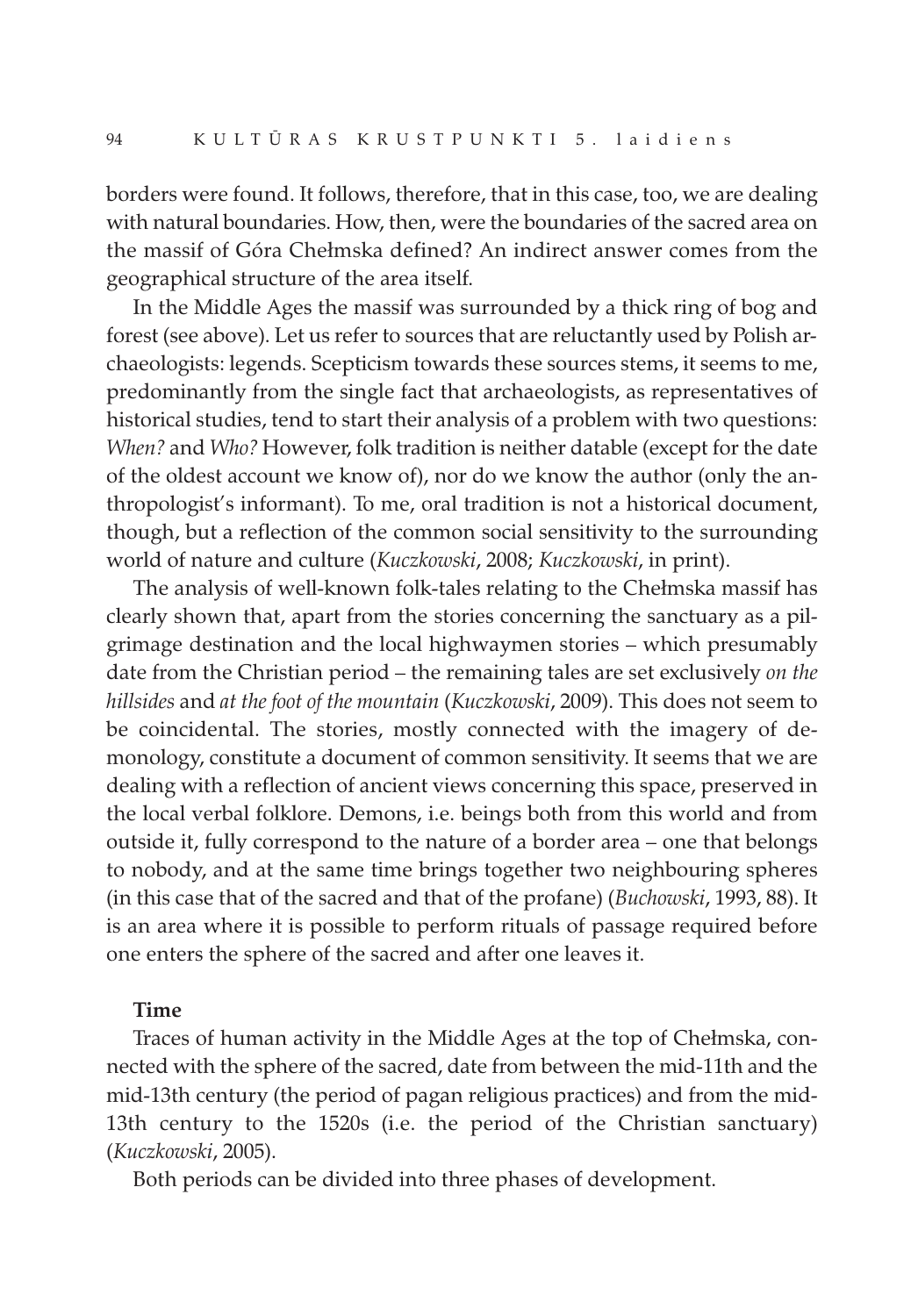borders were found. It follows, therefore, that in this case, too, we are dealing with natural boundaries. How, then, were the boundaries of the sacred area on the massif of Góra Chełmska defined? An indirect answer comes from the geographical structure of the area itself.

In the Middle Ages the massif was surrounded by a thick ring of bog and forest (see above). Let us refer to sources that are reluctantly used by Polish archaeologists: legends. Scepticism towards these sources stems, it seems to me, predominantly from the single fact that archaeologists, as representatives of historical studies, tend to start their analysis of a problem with two questions: *When?* and *Who?* However, folk tradition is neither datable (except for the date of the oldest account we know of), nor do we know the author (only the anthropologist's informant). To me, oral tradition is not a historical document, though, but a reflection of the common social sensitivity to the surrounding world of nature and culture (*Kuczkowski*, 2008; *Kuczkowski*, in print).

The analysis of well-known folk-tales relating to the Chełmska massif has clearly shown that, apart from the stories concerning the sanctuary as a pilgrimage destination and the local highwaymen stories – which presumably date from the Christian period – the remaining tales are set exclusively *on the hillsides* and *at the foot of the mountain* (*Kuczkowski*, 2009). This does not seem to be coincidental. The stories, mostly connected with the imagery of demonology, constitute a document of common sensitivity. It seems that we are dealing with a reflection of ancient views concerning this space, preserved in the local verbal folklore. Demons, i.e. beings both from this world and from outside it, fully correspond to the nature of a border area – one that belongs to nobody, and at the same time brings together two neighbouring spheres (in this case that of the sacred and that of the profane) (*Buchowski*, 1993, 88). It is an area where it is possible to perform rituals of passage required before one enters the sphere of the sacred and after one leaves it.

**Time**

Traces of human activity in the Middle Ages at the top of Chełmska, connected with the sphere of the sacred, date from between the mid-11th and the mid-13th century (the period of pagan religious practices) and from the mid-13th century to the 1520s (i.e. the period of the Christian sanctuary) (*Kuczkowski*, 2005).

Both periods can be divided into three phases of development.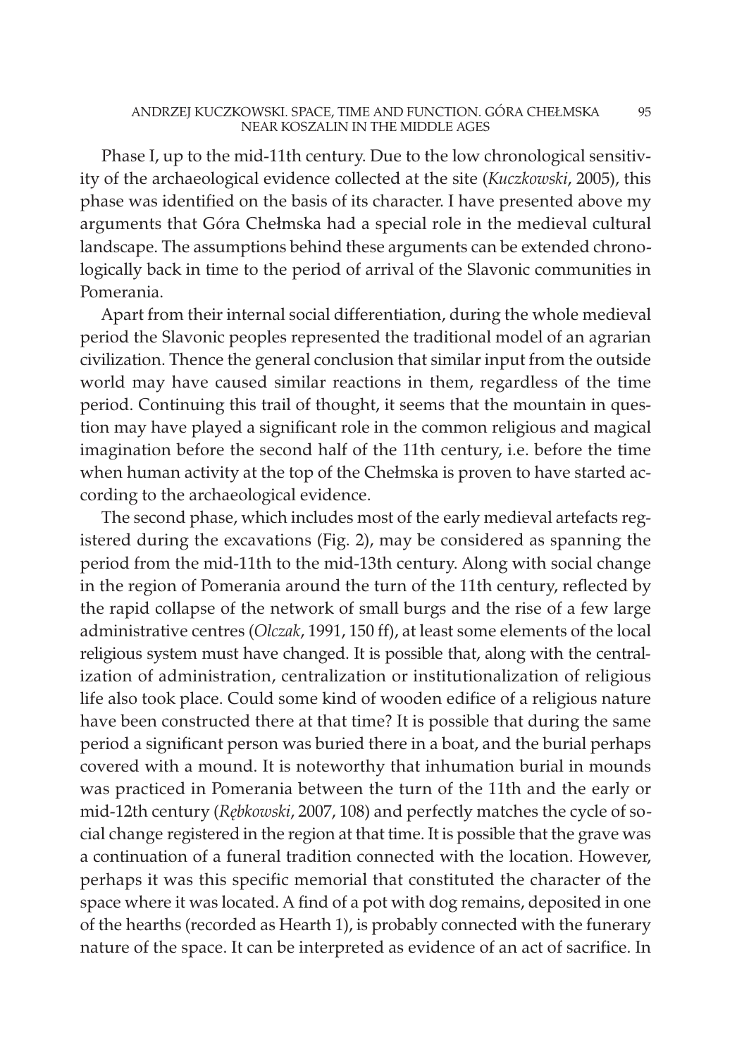Phase I, up to the mid-11th century. Due to the low chronological sensitivity of the archaeological evidence collected at the site (*Kuczkowski*, 2005), this phase was identified on the basis of its character. I have presented above my arguments that Góra Chełmska had a special role in the medieval cultural landscape. The assumptions behind these arguments can be extended chronologically back in time to the period of arrival of the Slavonic communities in Pomerania.

Apart from their internal social differentiation, during the whole medieval period the Slavonic peoples represented the traditional model of an agrarian civilization. Thence the general conclusion that similar input from the outside world may have caused similar reactions in them, regardless of the time period. Continuing this trail of thought, it seems that the mountain in question may have played a significant role in the common religious and magical imagination before the second half of the 11th century, i.e. before the time when human activity at the top of the Chełmska is proven to have started according to the archaeological evidence.

The second phase, which includes most of the early medieval artefacts registered during the excavations (Fig. 2), may be considered as spanning the period from the mid-11th to the mid-13th century. Along with social change in the region of Pomerania around the turn of the 11th century, reflected by the rapid collapse of the network of small burgs and the rise of a few large administrative centres (*Olczak*, 1991, 150 ff), at least some elements of the local religious system must have changed. It is possible that, along with the centralization of administration, centralization or institutionalization of religious life also took place. Could some kind of wooden edifice of a religious nature have been constructed there at that time? It is possible that during the same period a significant person was buried there in a boat, and the burial perhaps covered with a mound. It is noteworthy that inhumation burial in mounds was practiced in Pomerania between the turn of the 11th and the early or mid-12th century (*Rębkowski*, 2007, 108) and perfectly matches the cycle of social change registered in the region at that time. It is possible that the grave was a continuation of a funeral tradition connected with the location. However, perhaps it was this specific memorial that constituted the character of the space where it was located. A find of a pot with dog remains, deposited in one of the hearths (recorded as Hearth 1), is probably connected with the funerary nature of the space. It can be interpreted as evidence of an act of sacrifice. In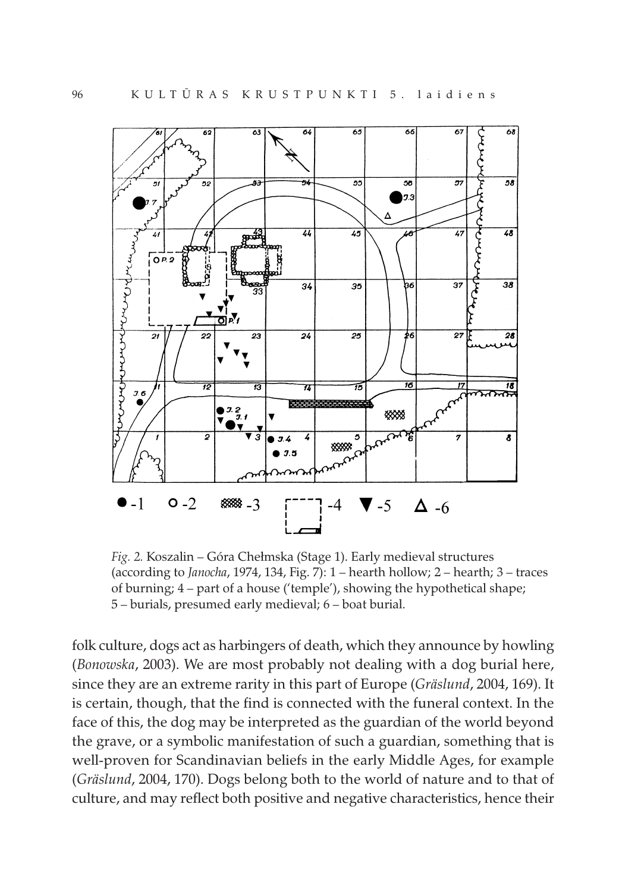*Fig. 2.* Koszalin – Góra Chełmska (Stage 1). Early medieval structures (according to *Janocha*, 1974, 134, Fig. 7): 1 – hearth hollow; 2 – hearth; 3 – traces of burning; 4 – part of a house ('temple'), showing the hypothetical shape; 5 – burials, presumed early medieval; 6 – boat burial.

folk culture, dogs act as harbingers of death, which they announce by howling (*Bonowska*, 2003). We are most probably not dealing with a dog burial here, since they are an extreme rarity in this part of Europe (*Gräslund*, 2004, 169). It is certain, though, that the find is connected with the funeral context. In the face of this, the dog may be interpreted as the guardian of the world beyond the grave, or a symbolic manifestation of such a guardian, something that is well-proven for Scandinavian beliefs in the early Middle Ages, for example (*Gräslund*, 2004, 170). Dogs belong both to the world of nature and to that of culture, and may reflect both positive and negative characteristics, hence their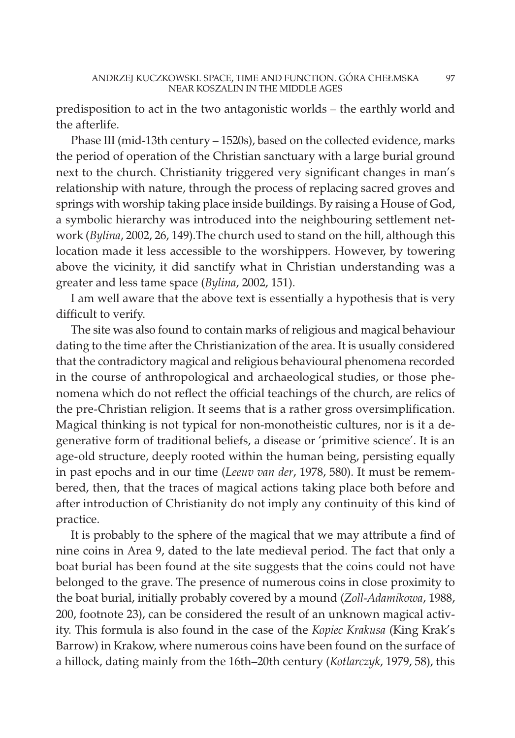predisposition to act in the two antagonistic worlds – the earthly world and the afterlife.

Phase III (mid-13th century – 1520s), based on the collected evidence, marks the period of operation of the Christian sanctuary with a large burial ground next to the church. Christianity triggered very significant changes in man's relationship with nature, through the process of replacing sacred groves and springs with worship taking place inside buildings. By raising a House of God, a symbolic hierarchy was introduced into the neighbouring settlement network (*Bylina*, 2002, 26, 149).The church used to stand on the hill, although this location made it less accessible to the worshippers. However, by towering above the vicinity, it did sanctify what in Christian understanding was a greater and less tame space (*Bylina*, 2002, 151).

I am well aware that the above text is essentially a hypothesis that is very difficult to verify.

The site was also found to contain marks of religious and magical behaviour dating to the time after the Christianization of the area. It is usually considered that the contradictory magical and religious behavioural phenomena recorded in the course of anthropological and archaeological studies, or those phenomena which do not reflect the official teachings of the church, are relics of the pre-Christian religion. It seems that is a rather gross oversimplification. Magical thinking is not typical for non-monotheistic cultures, nor is it a degenerative form of traditional beliefs, a disease or 'primitive science'. It is an age-old structure, deeply rooted within the human being, persisting equally in past epochs and in our time (*Leeuv van der*, 1978, 580). It must be remembered, then, that the traces of magical actions taking place both before and after introduction of Christianity do not imply any continuity of this kind of practice.

It is probably to the sphere of the magical that we may attribute a find of nine coins in Area 9, dated to the late medieval period. The fact that only a boat burial has been found at the site suggests that the coins could not have belonged to the grave. The presence of numerous coins in close proximity to the boat burial, initially probably covered by a mound (*Zoll-Adamikowa*, 1988, 200, footnote 23), can be considered the result of an unknown magical activity. This formula is also found in the case of the *Kopiec Krakusa* (King Krak's Barrow) in Krakow, where numerous coins have been found on the surface of a hillock, dating mainly from the 16th–20th century (*Kotlarczyk*, 1979, 58), this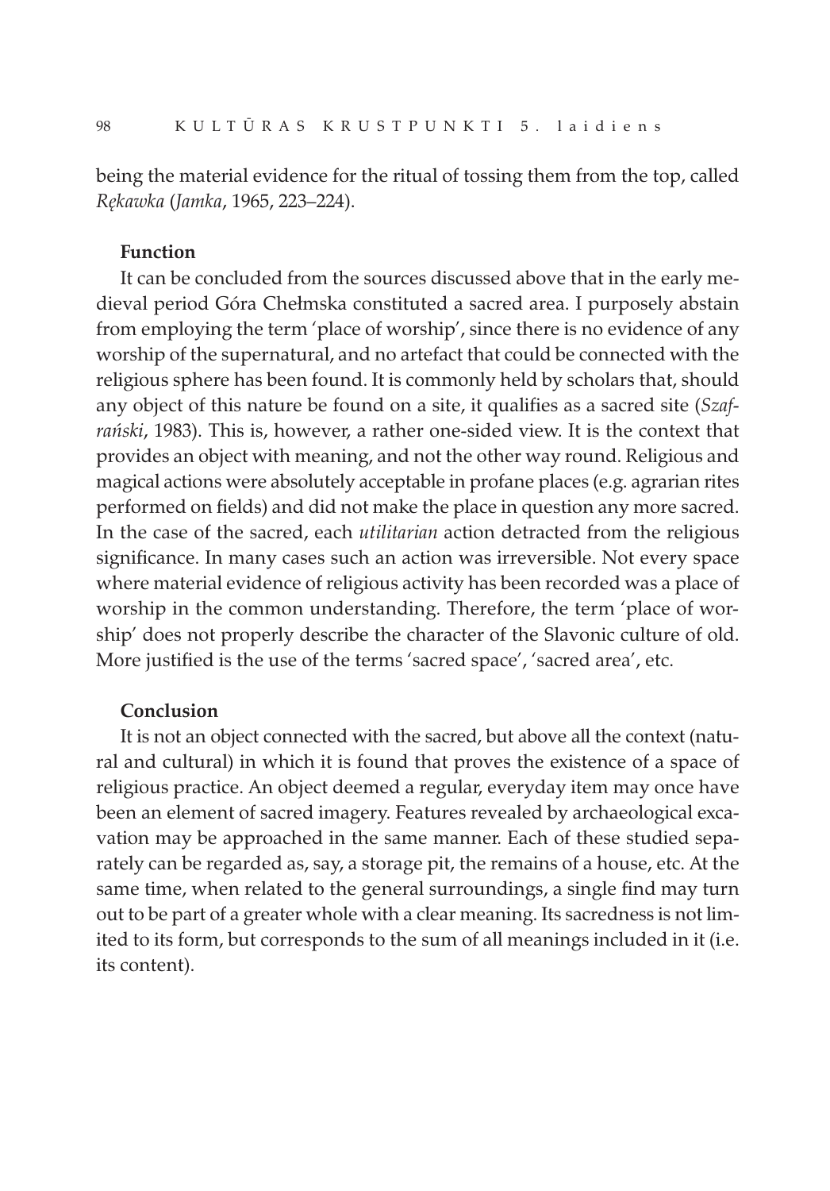being the material evidence for the ritual of tossing them from the top, called *Rękawka* (*Jamka*, 1965, 223–224).

**Function**

It can be concluded from the sources discussed above that in the early medieval period Góra Chełmska constituted a sacred area. I purposely abstain from employing the term 'place of worship', since there is no evidence of any worship of the supernatural, and no artefact that could be connected with the religious sphere has been found. It is commonly held by scholars that, should any object of this nature be found on a site, it qualifies as a sacred site (*Szafrański*, 1983). This is, however, a rather one-sided view. It is the context that provides an object with meaning, and not the other way round. Religious and magical actions were absolutely acceptable in profane places (e.g. agrarian rites performed on fields) and did not make the place in question any more sacred. In the case of the sacred, each *utilitarian* action detracted from the religious significance. In many cases such an action was irreversible. Not every space where material evidence of religious activity has been recorded was a place of worship in the common understanding. Therefore, the term 'place of worship' does not properly describe the character of the Slavonic culture of old. More justified is the use of the terms 'sacred space', 'sacred area', etc.

**Conclusion**

It is not an object connected with the sacred, but above all the context (natural and cultural) in which it is found that proves the existence of a space of religious practice. An object deemed a regular, everyday item may once have been an element of sacred imagery. Features revealed by archaeological excavation may be approached in the same manner. Each of these studied separately can be regarded as, say, a storage pit, the remains of a house, etc. At the same time, when related to the general surroundings, a single find may turn out to be part of a greater whole with a clear meaning. Its sacredness is not limited to its form, but corresponds to the sum of all meanings included in it (i.e. its content).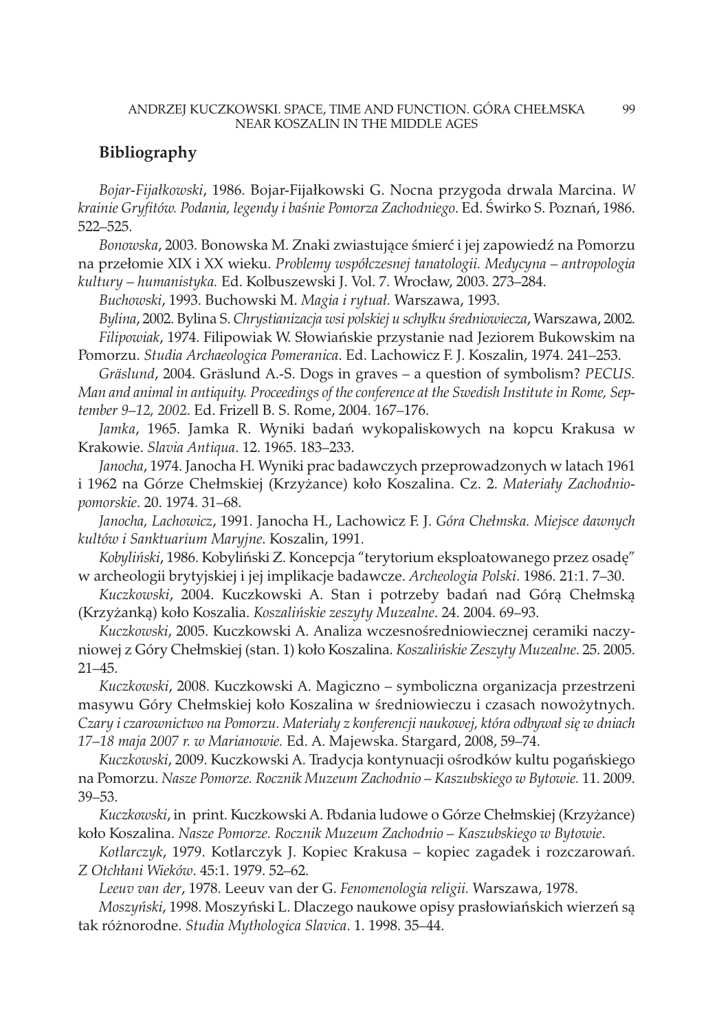## Bibliography

*Bojar-Fijałkowski*, 1986. Bojar-Fijałkowski G. Nocna przygoda drwala Marcina. *W krainie Gryfitów. Podania, legendy i baśnie Pomorza Zachodniego*. Ed. Świrko S. Poznań, 1986. 522–525.

*Bonowska*, 2003. Bonowska M. Znaki zwiastujące śmierć i jej zapowiedź na Pomorzu na przełomie XIX i XX wieku. *Problemy współczesnej tanatologii. Medycyna – antropologia kultury – humanistyka.* Ed. Kolbuszewski J. Vol. 7. Wrocław, 2003. 273–284.

*Buchowski*, 1993. Buchowski M. *Magia i rytuał.* Warszawa, 1993.

*Bylina*, 2002. Bylina S. *Chrystianizacja wsi polskiej u schyłku średniowiecza*, Warszawa, 2002.

*Filipowiak*, 1974. Filipowiak W. Słowiańskie przystanie nad Jeziorem Bukowskim na Pomorzu. *Studia Archaeologica Pomeranica*. Ed. Lachowicz F. J. Koszalin, 1974. 241–253.

*Gräslund*, 2004. Gräslund A.-S. Dogs in graves – a question of symbolism? *PECUS. Man and animal in antiquity. Proceedings of the conference at the Swedish Institute in Rome, September 9–12, 2002*. Ed. Frizell B. S. Rome, 2004. 167–176.

*Jamka*, 1965. Jamka R. Wyniki badań wykopaliskowych na kopcu Krakusa w Krakowie. *Slavia Antiqua*. 12. 1965. 183–233.

*Janocha*, 1974. Janocha H. Wyniki prac badawczych przeprowadzonych w latach 1961 i 1962 na Górze Chełmskiej (Krzyżance) koło Koszalina. Cz. 2. *Materiały Zachodniopomorskie*. 20. 1974. 31–68.

*Janocha, Lachowicz*, 1991. Janocha H., Lachowicz F. J. *Góra Chełmska. Miejsce dawnych kultów i Sanktuarium Maryjne*. Koszalin, 1991.

*Kobyliński*, 1986. Kobyliński Z. Koncepcja "terytorium eksploatowanego przez osadę" w archeologii brytyjskiej i jej implikacje badawcze. *Archeologia Polski*. 1986. 21:1. 7–30.

*Kuczkowski*, 2004. Kuczkowski A. Stan i potrzeby badań nad Górą Chełmską (Krzyżanką) koło Koszalia. *Koszalińskie zeszyty Muzealne*. 24. 2004. 69–93.

*Kuczkowski*, 2005. Kuczkowski A. Analiza wczesnośredniowiecznej ceramiki naczyniowej z Góry Chełmskiej (stan. 1) koło Koszalina. *Koszalińskie Zeszyty Muzealne*. 25. 2005. 21–45.

*Kuczkowski*, 2008. Kuczkowski A. Magiczno – symboliczna organizacja przestrzeni masywu Góry Chełmskiej koło Koszalina w średniowieczu i czasach nowożytnych. *Czary i czarownictwo na Pomorzu. Materiały z konferencji naukowej, która odbywał się w dniach 17–18 maja 2007 r. w Marianowie.* Ed. A. Majewska. Stargard, 2008, 59–74.

*Kuczkowski*, 2009. Kuczkowski A. Tradycja kontynuacji ośrodków kultu pogańskiego na Pomorzu. *Nasze Pomorze. Rocznik Muzeum Zachodnio – Kaszubskiego w Bytowie.* 11. 2009. 39–53.

*Kuczkowski*, in print. Kuczkowski A. Podania ludowe o Górze Chełmskiej (Krzyżance) koło Koszalina. *Nasze Pomorze. Rocznik Muzeum Zachodnio – Kaszubskiego w Bytowie*.

*Kotlarczyk*, 1979. Kotlarczyk J. Kopiec Krakusa – kopiec zagadek i rozczarowań. *Z Otchłani Wieków*. 45:1. 1979. 52–62.

*Leeuv van der*, 1978. Leeuv van der G. *Fenomenologia religii.* Warszawa, 1978.

*Moszyński*, 1998. Moszyński L. Dlaczego naukowe opisy prasłowiańskich wierzeń są tak różnorodne. *Studia Mythologica Slavica*. 1. 1998. 35–44.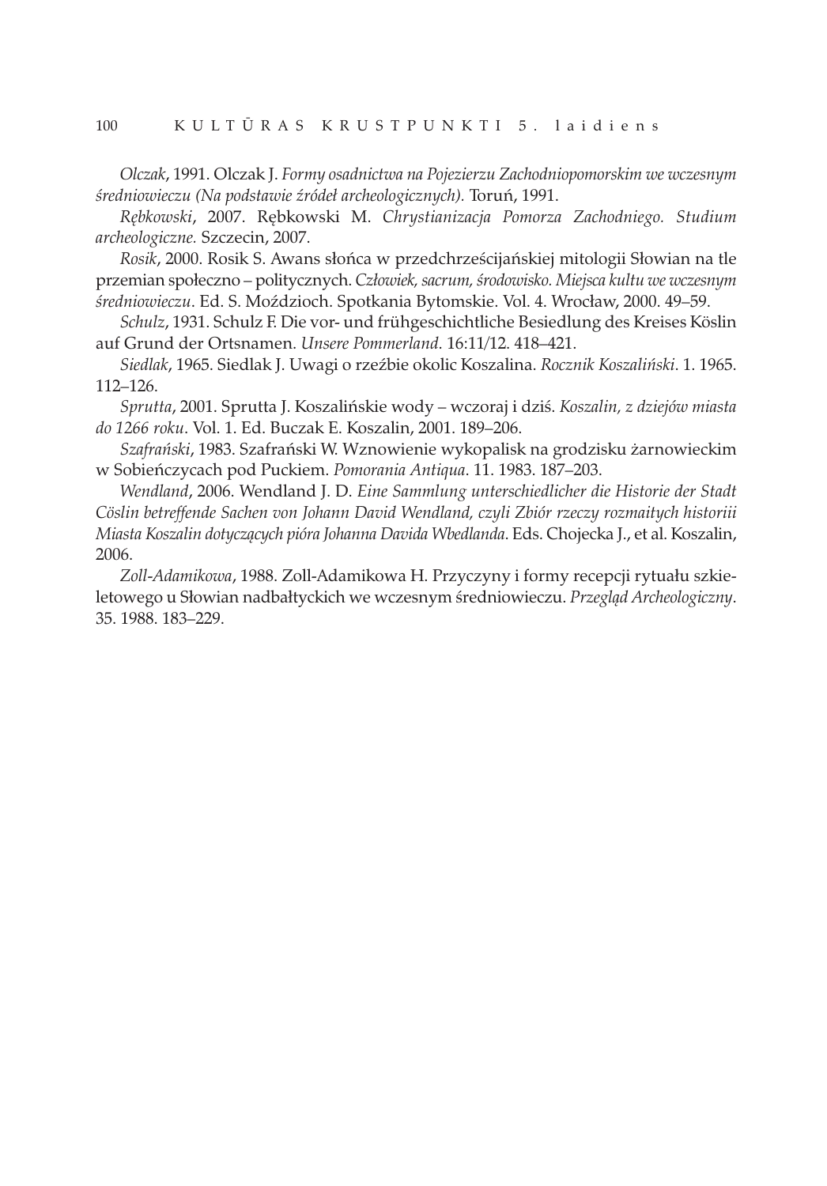*Olczak*, 1991. Olczak J. *Formy osadnictwa na Pojezierzu Zachodniopomorskim we wczesnym średniowieczu (Na podstawie źródeł archeologicznych).* Toruń, 1991.

*Rębkowski*, 2007. Rębkowski M. *Chrystianizacja Pomorza Zachodniego. Studium archeologiczne.* Szczecin, 2007.

*Rosik*, 2000. Rosik S. Awans słońca w przedchrześcijańskiej mitologii Słowian na tle przemian społeczno – politycznych. *Człowiek, sacrum, środowisko. Miejsca kultu we wczesnym średniowieczu*. Ed. S. Moździoch. Spotkania Bytomskie. Vol. 4. Wrocław, 2000. 49–59.

*Schulz*, 1931. Schulz F. Die vor- und frühgeschichtliche Besiedlung des Kreises Köslin auf Grund der Ortsnamen. *Unsere Pommerland*. 16:11/12. 418–421.

*Siedlak*, 1965. Siedlak J. Uwagi o rzeźbie okolic Koszalina. *Rocznik Koszaliński*. 1. 1965. 112–126.

*Sprutta*, 2001. Sprutta J. Koszalińskie wody – wczoraj i dziś. *Koszalin, z dziejów miasta do 1266 roku*. Vol. 1. Ed. Buczak E. Koszalin, 2001. 189–206.

*Szafrański*, 1983. Szafrański W. Wznowienie wykopalisk na grodzisku żarnowieckim w Sobieńczycach pod Puckiem. *Pomorania Antiqua*. 11. 1983. 187–203.

*Wendland*, 2006. Wendland J. D. *Eine Sammlung unterschiedlicher die Historie der Stadt Cöslin betreffende Sachen von Johann David Wendland, czyli Zbiór rzeczy rozmaitych historiii Miasta Koszalin dotyczących pióra Johanna Davida Wbedlanda*. Eds. Chojecka J., et al. Koszalin, 2006.

*Zoll-Adamikowa*, 1988. Zoll-Adamikowa H. Przyczyny i formy recepcji rytuału szkieletowego u Słowian nadbałtyckich we wczesnym średniowieczu. *Przegląd Archeologiczny*. 35. 1988. 183–229.